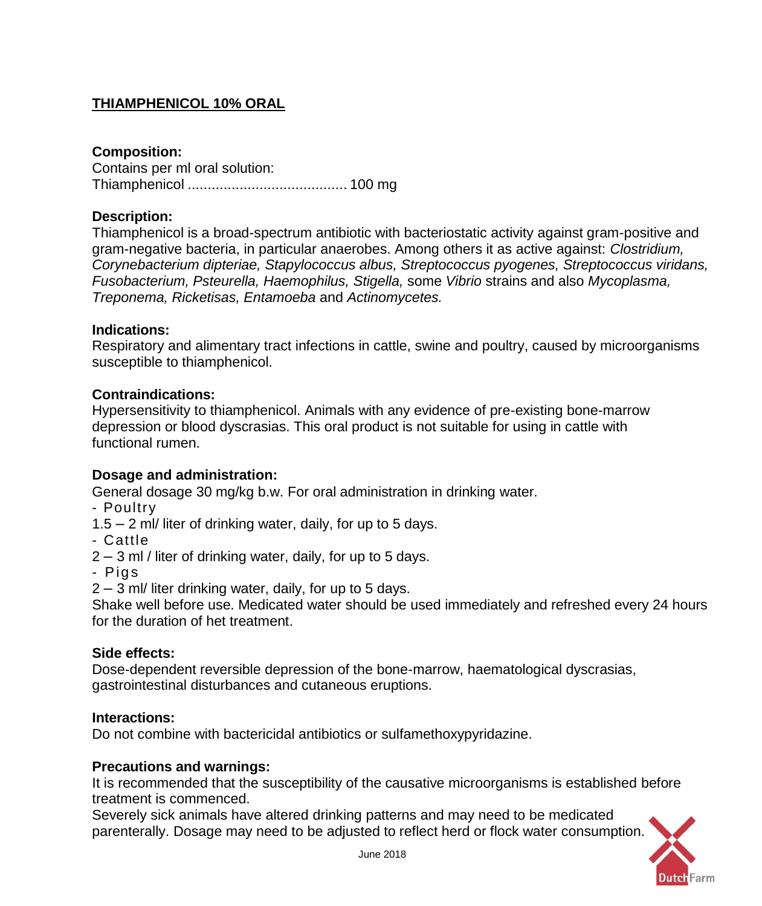## THIAMPHENICOL 10% ORAL

**Composition:**

Contains per ml oral solution:

Thiamphenicol ....................................... 100 mg

**Description:**

Thiamphenicol is a broad-spectrum antibiotic with bacteriostatic activity against gram-positive and gram-negative bacteria, in particular anaerobes. Among others it as active against: *Clostridium, Corynebacterium dipteriae, Stapylococcus albus, Streptococcus pyogenes, Streptococcus viridans, Fusobacterium, Psteurella, Haemophilus, Stigella,* some *Vibrio* strains and also *Mycoplasma, Treponema, Ricketisas, Entamoeba* and *Actinomycetes.*

**Indications:**

Respiratory and alimentary tract infections in cattle, swine and poultry, caused by microorganisms susceptible to thiamphenicol.

**Contraindications:**

Hypersensitivity to thiamphenicol. Animals with any evidence of pre-existing bone-marrow depression or blood dyscrasias. This oral product is not suitable for using in cattle with functional rumen.

**Dosage and administration:**

General dosage 30 mg/kg b.w. For oral administration in drinking water.

- Poultry

1.5 – 2 ml/ liter of drinking water, daily, for up to 5 days.

- Cattle

2 – 3 ml / liter of drinking water, daily, for up to 5 days.

- Pigs

2 – 3 ml/ liter drinking water, daily, for up to 5 days.

Shake well before use. Medicated water should be used immediately and refreshed every 24 hours for the duration of het treatment.

**Side effects:**

Dose-dependent reversible depression of the bone-marrow, haematological dyscrasias, gastrointestinal disturbances and cutaneous eruptions.

**Interactions:**

Do not combine with bactericidal antibiotics or sulfamethoxypyridazine.

**Precautions and warnings:**

It is recommended that the susceptibility of the causative microorganisms is established before treatment is commenced.

Severely sick animals have altered drinking patterns and may need to be medicated parenterally. Dosage may need to be adjusted to reflect herd or flock water consumption.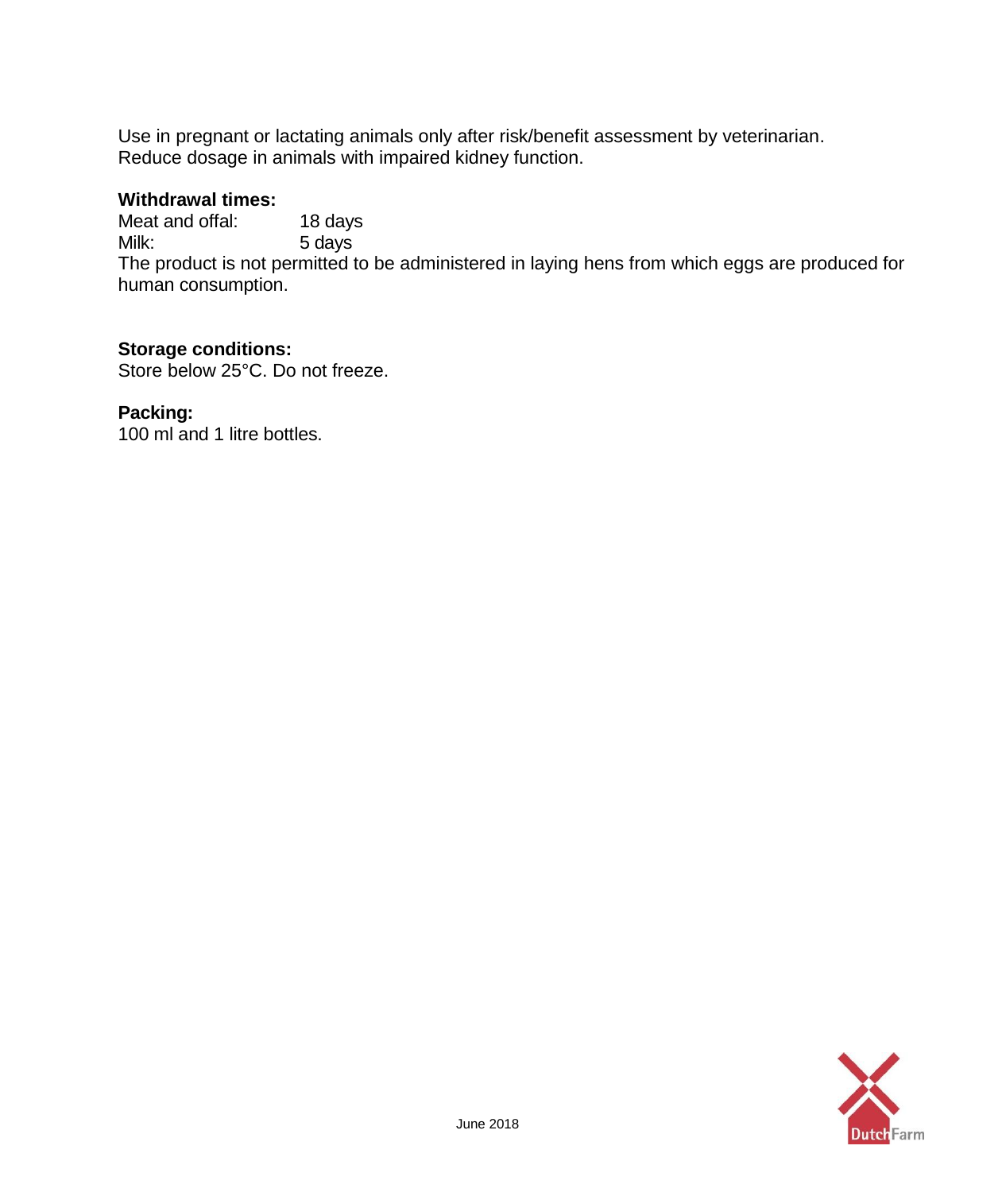Use in pregnant or lactating animals only after risk/benefit assessment by veterinarian.
Reduce dosage in animals with impaired kidney function.

**Withdrawal times:**
Meat and offal: 18 days
Milk: 5 days
The product is not permitted to be administered in laying hens from which eggs are produced for human consumption.

**Storage conditions:**
Store below 25°C. Do not freeze.

**Packing:**
100 ml and 1 litre bottles.

June 2018